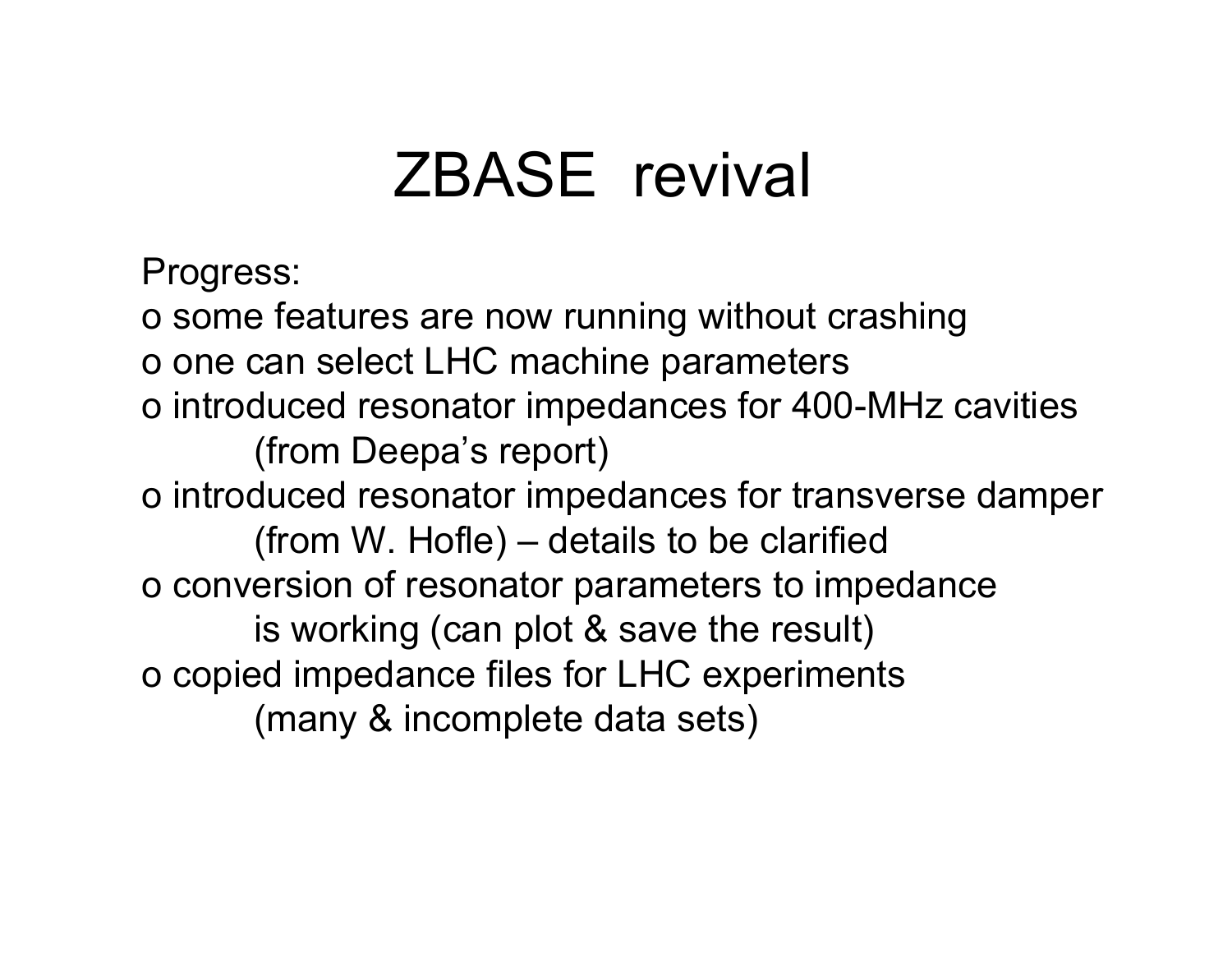# ZBASE revival

Progress:

- o some features are now running without crashing
- o one can select LHC machine parameters
- o introduced resonator impedances for 400-MHz cavities
  (from Deepa's report)
- o introduced resonator impedances for transverse damper
  (from W. Hofle) – details to be clarified
- o conversion of resonator parameters to impedance
  is working (can plot & save the result)
- o copied impedance files for LHC experiments
  (many & incomplete data sets)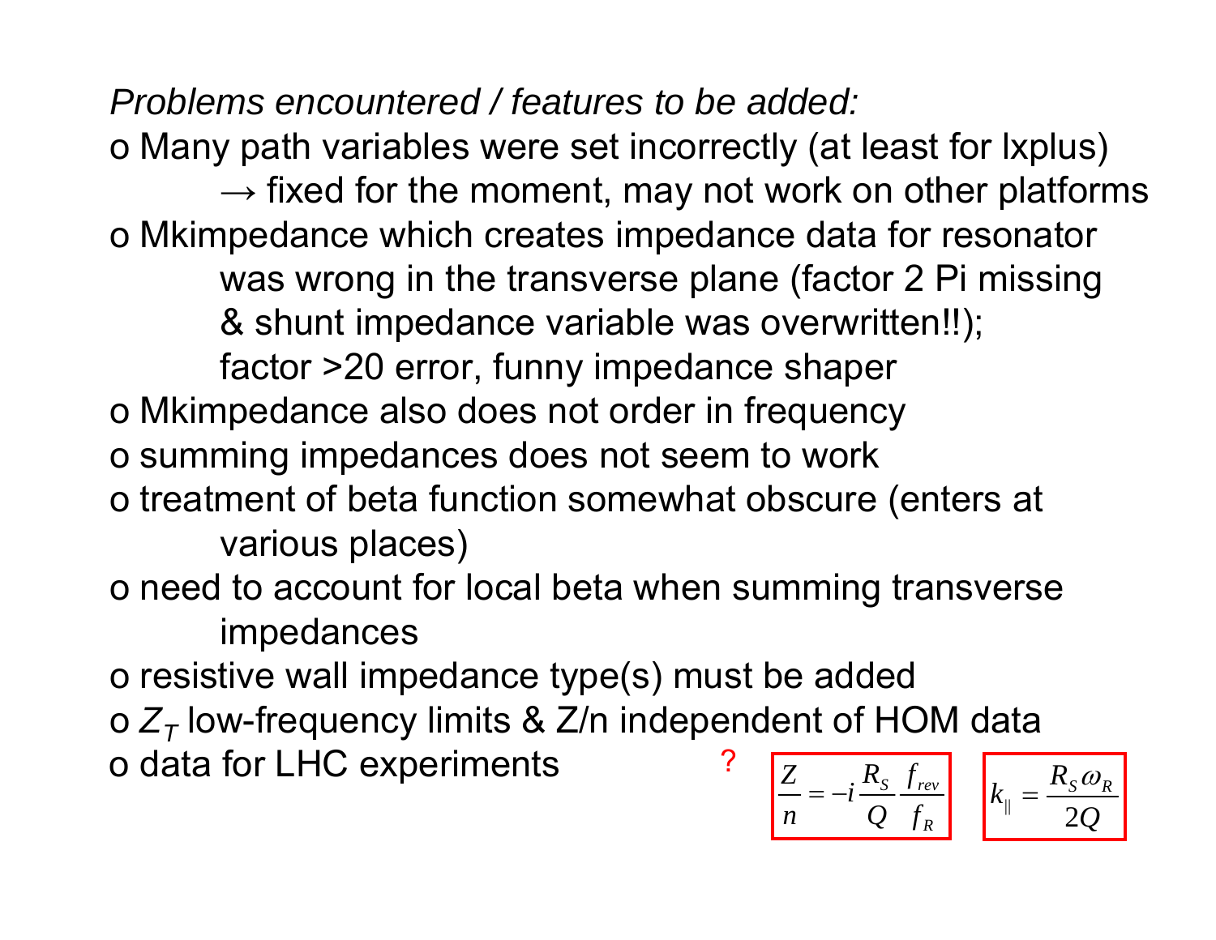*Problems encountered / features to be added:*

- Many path variables were set incorrectly (at least for lxplus)
  → fixed for the moment, may not work on other platforms
- Mkimpedance which creates impedance data for resonator was wrong in the transverse plane (factor 2 Pi missing & shunt impedance variable was overwritten!!); factor >20 error, funny impedance shaper
- Mkimpedance also does not order in frequency
- summing impedances does not seem to work
- treatment of beta function somewhat obscure (enters at various places)
- need to account for local beta when summing transverse impedances
- resistive wall impedance type(s) must be added
- $Z_T$ low-frequency limits & Z/n independent of HOM data
- data for LHC experiments

?

$$\frac{Z}{n} = -i \frac{R_S}{Q} \frac{f_{rev}}{f_R}$$

$$k_{\parallel} = \frac{R_S \omega_R}{2Q}$$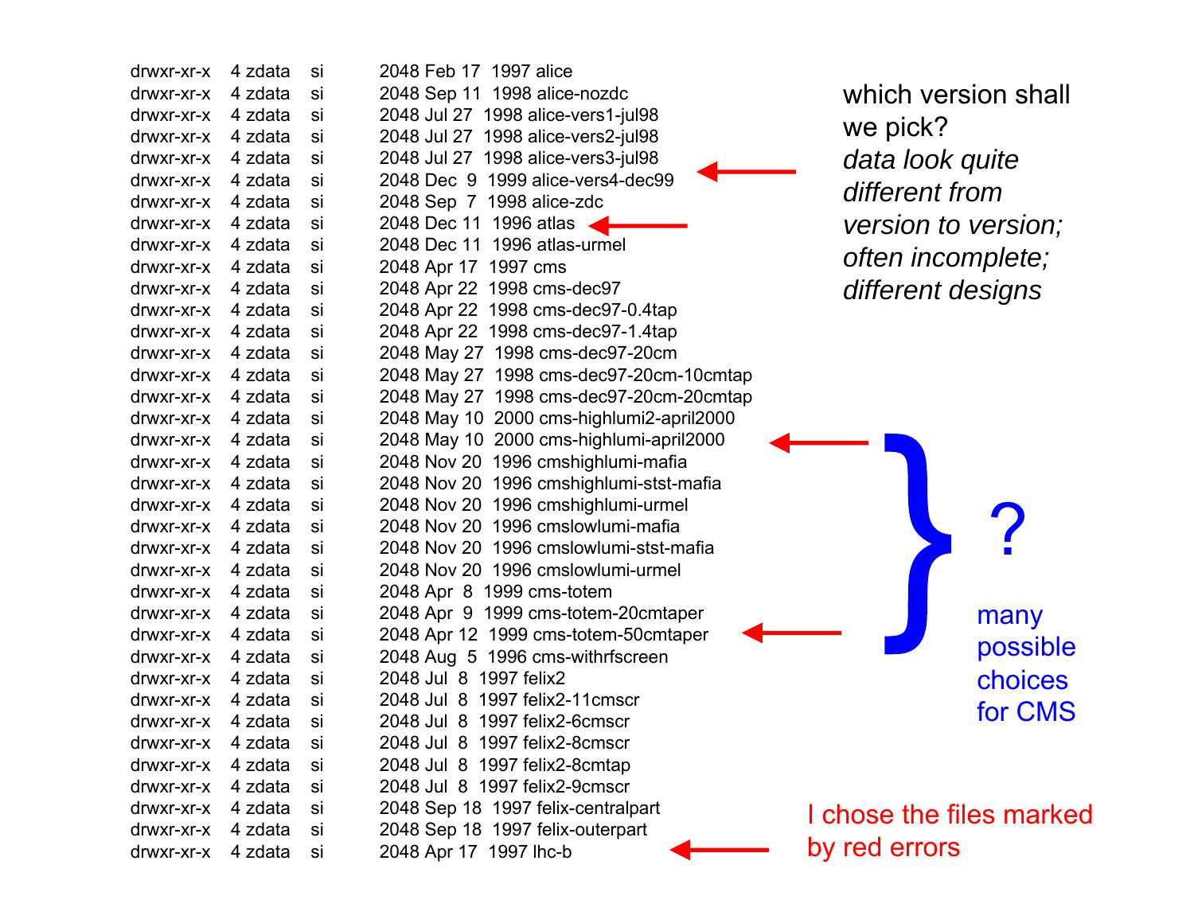```
drwxr-xr-x   4 zdata   si      2048 Feb 17  1997 alice
drwxr-xr-x   4 zdata   si      2048 Sep 11  1998 alice-nozdc
drwxr-xr-x   4 zdata   si      2048 Jul 27  1998 alice-vers1-jul98
drwxr-xr-x   4 zdata   si      2048 Jul 27  1998 alice-vers2-jul98
drwxr-xr-x   4 zdata   si      2048 Jul 27  1998 alice-vers3-jul98
drwxr-xr-x   4 zdata   si      2048 Dec  9  1999 alice-vers4-dec99      <--
drwxr-xr-x   4 zdata   si      2048 Sep  7  1998 alice-zdc
drwxr-xr-x   4 zdata   si      2048 Dec 11  1996 atlas      <--
drwxr-xr-x   4 zdata   si      2048 Dec 11  1996 atlas-urmel
drwxr-xr-x   4 zdata   si      2048 Apr 17  1997 cms
drwxr-xr-x   4 zdata   si      2048 Apr 22  1998 cms-dec97
drwxr-xr-x   4 zdata   si      2048 Apr 22  1998 cms-dec97-0.4tap
drwxr-xr-x   4 zdata   si      2048 Apr 22  1998 cms-dec97-1.4tap
drwxr-xr-x   4 zdata   si      2048 May 27  1998 cms-dec97-20cm
drwxr-xr-x   4 zdata   si      2048 May 27  1998 cms-dec97-20cm-10cmtap
drwxr-xr-x   4 zdata   si      2048 May 27  1998 cms-dec97-20cm-20cmtap
drwxr-xr-x   4 zdata   si      2048 May 10  2000 cms-highlumi2-april2000
drwxr-xr-x   4 zdata   si      2048 May 10  2000 cms-highlumi-april2000      <--
drwxr-xr-x   4 zdata   si      2048 Nov 20  1996 cmshighlumi-mafia
drwxr-xr-x   4 zdata   si      2048 Nov 20  1996 cmshighlumi-stst-mafia
drwxr-xr-x   4 zdata   si      2048 Nov 20  1996 cmshighlumi-urmel
drwxr-xr-x   4 zdata   si      2048 Nov 20  1996 cmslowlumi-mafia
drwxr-xr-x   4 zdata   si      2048 Nov 20  1996 cmslowlumi-stst-mafia
drwxr-xr-x   4 zdata   si      2048 Nov 20  1996 cmslowlumi-urmel
drwxr-xr-x   4 zdata   si      2048 Apr  8  1999 cms-totem
drwxr-xr-x   4 zdata   si      2048 Apr  9  1999 cms-totem-20cmtaper
drwxr-xr-x   4 zdata   si      2048 Apr 12  1999 cms-totem-50cmtaper      <--
drwxr-xr-x   4 zdata   si      2048 Aug  5  1996 cms-withrfscreen
drwxr-xr-x   4 zdata   si      2048 Jul  8  1997 felix2
drwxr-xr-x   4 zdata   si      2048 Jul  8  1997 felix2-11cmscr
drwxr-xr-x   4 zdata   si      2048 Jul  8  1997 felix2-6cmscr
drwxr-xr-x   4 zdata   si      2048 Jul  8  1997 felix2-8cmscr
drwxr-xr-x   4 zdata   si      2048 Jul  8  1997 felix2-8cmtap
drwxr-xr-x   4 zdata   si      2048 Jul  8  1997 felix2-9cmscr
drwxr-xr-x   4 zdata   si      2048 Sep 18  1997 felix-centralpart
drwxr-xr-x   4 zdata   si      2048 Sep 18  1997 felix-outerpart
drwxr-xr-x   4 zdata   si      2048 Apr 17  1997 lhc-b      <--
```

which version shall we pick?
*data look quite different from version to version; often incomplete; different designs*

} ? many possible choices for CMS

I chose the files marked by red errors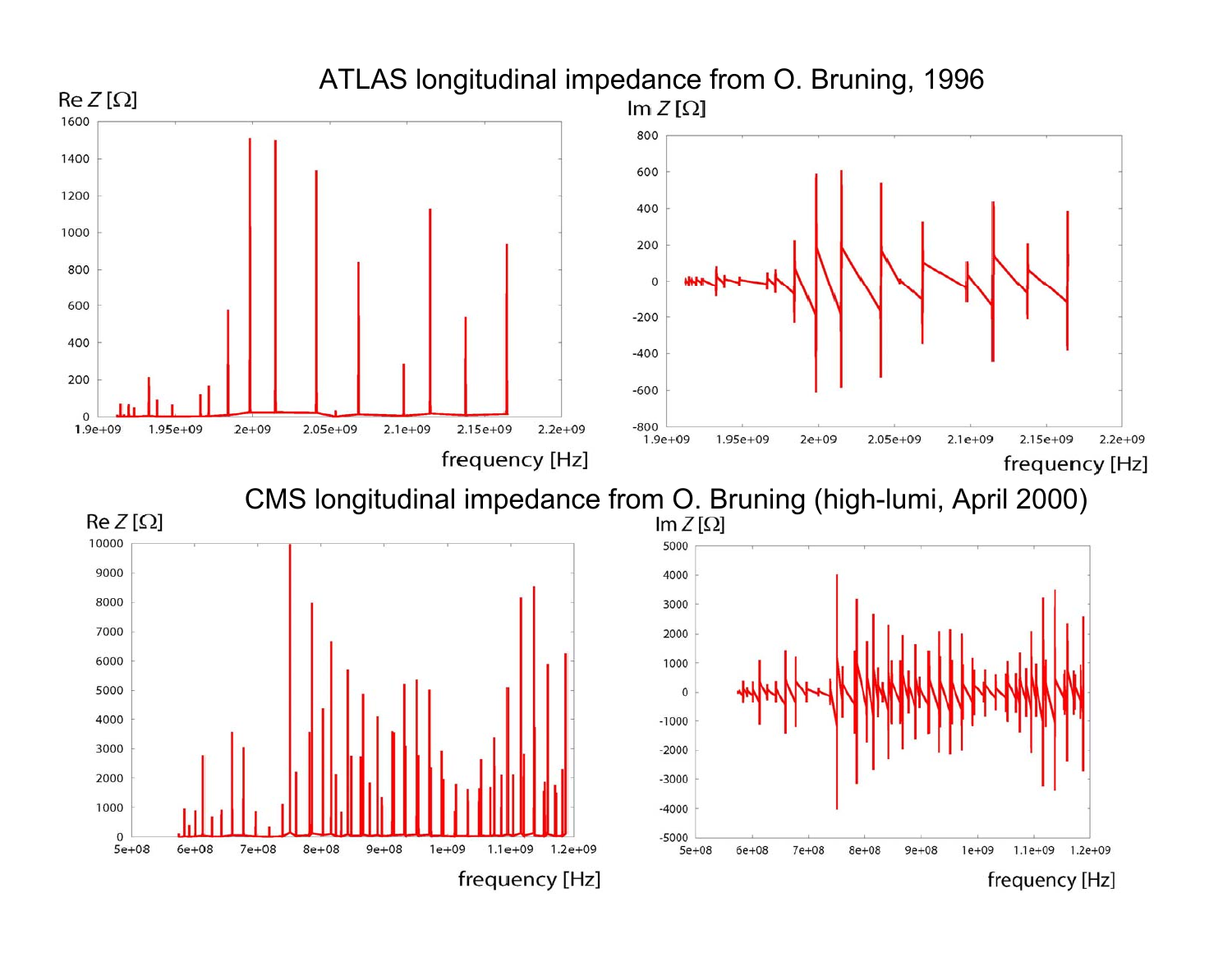## ATLAS longitudinal impedance from O. Bruning, 1996

## CMS longitudinal impedance from O. Bruning (high-lumi, April 2000)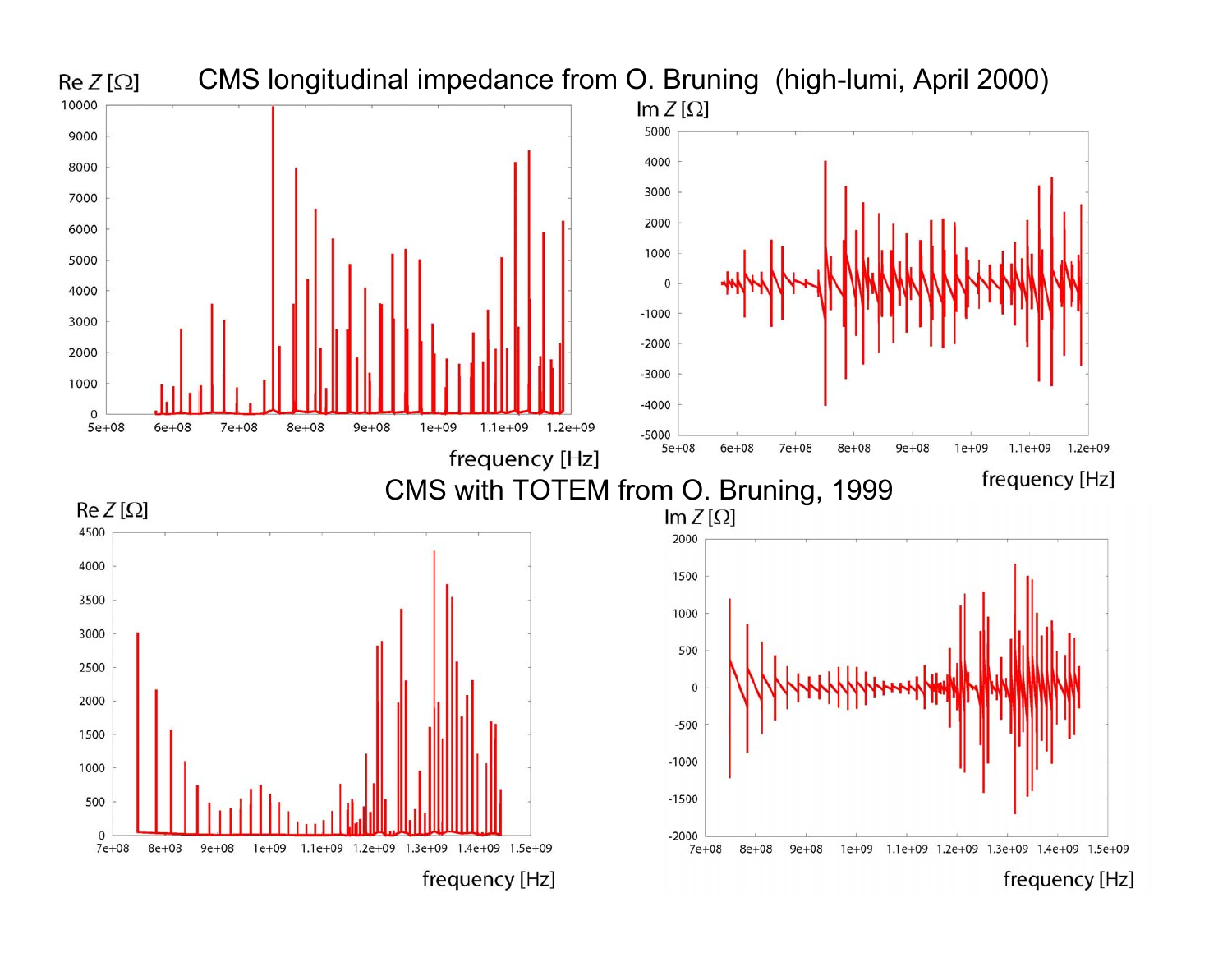CMS longitudinal impedance from O. Bruning (high-lumi, April 2000)

CMS with TOTEM from O. Bruning, 1999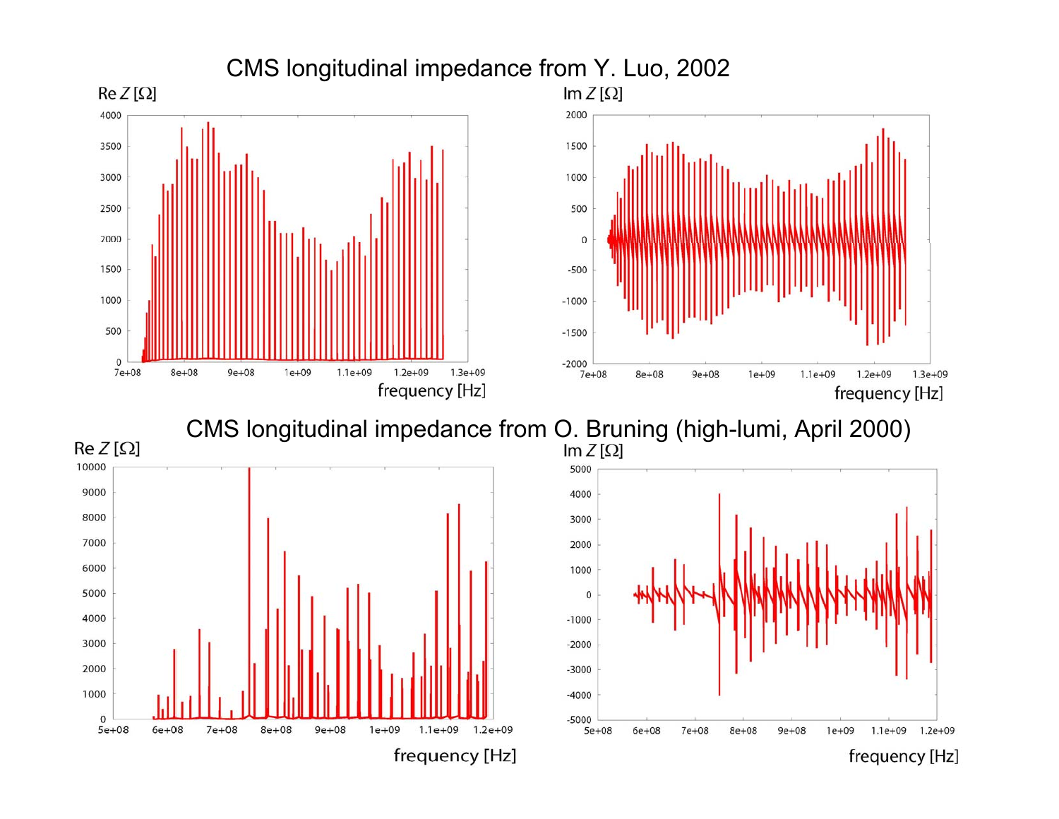CMS longitudinal impedance from Y. Luo, 2002

CMS longitudinal impedance from O. Bruning (high-lumi, April 2000)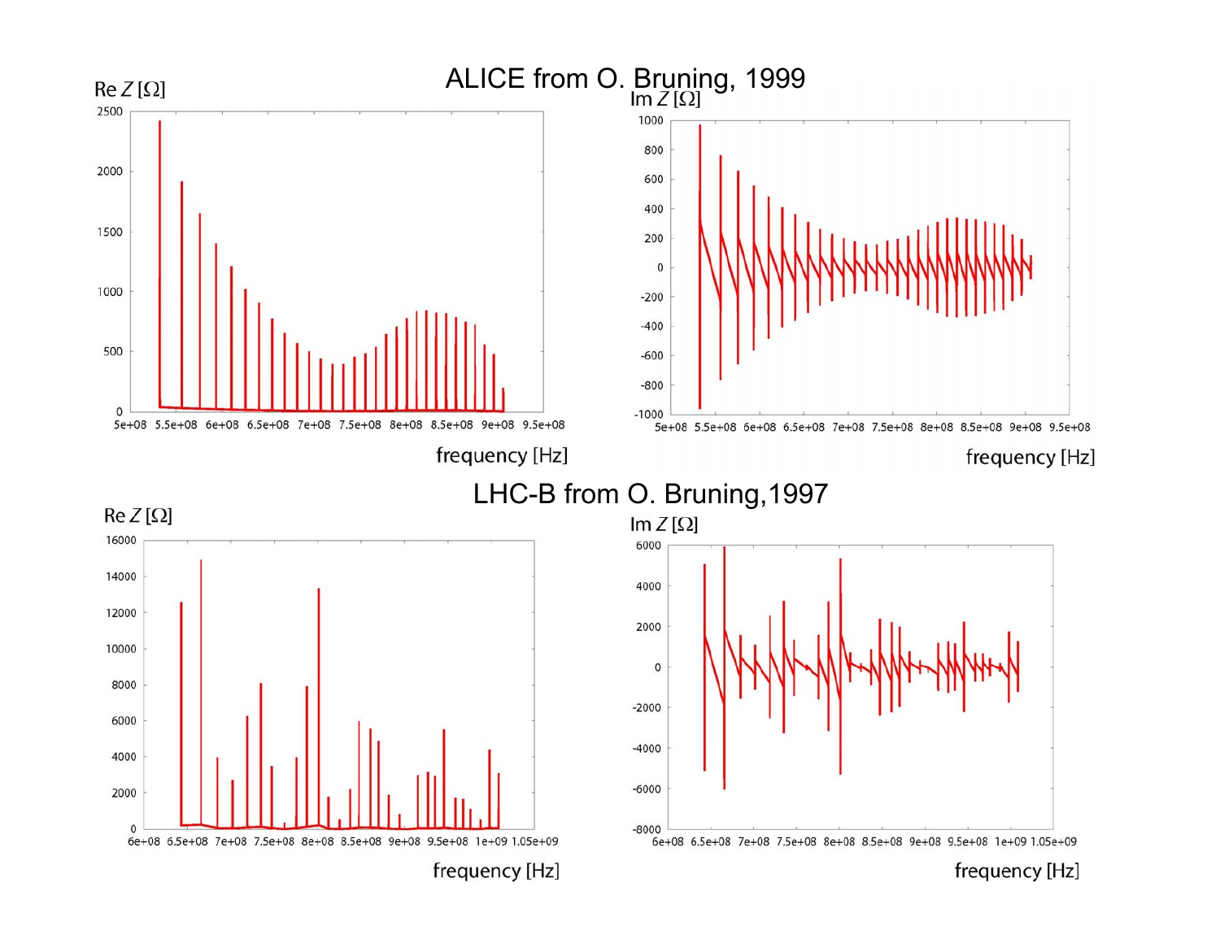## ALICE from O. Bruning, 1999

## LHC-B from O. Bruning, 1997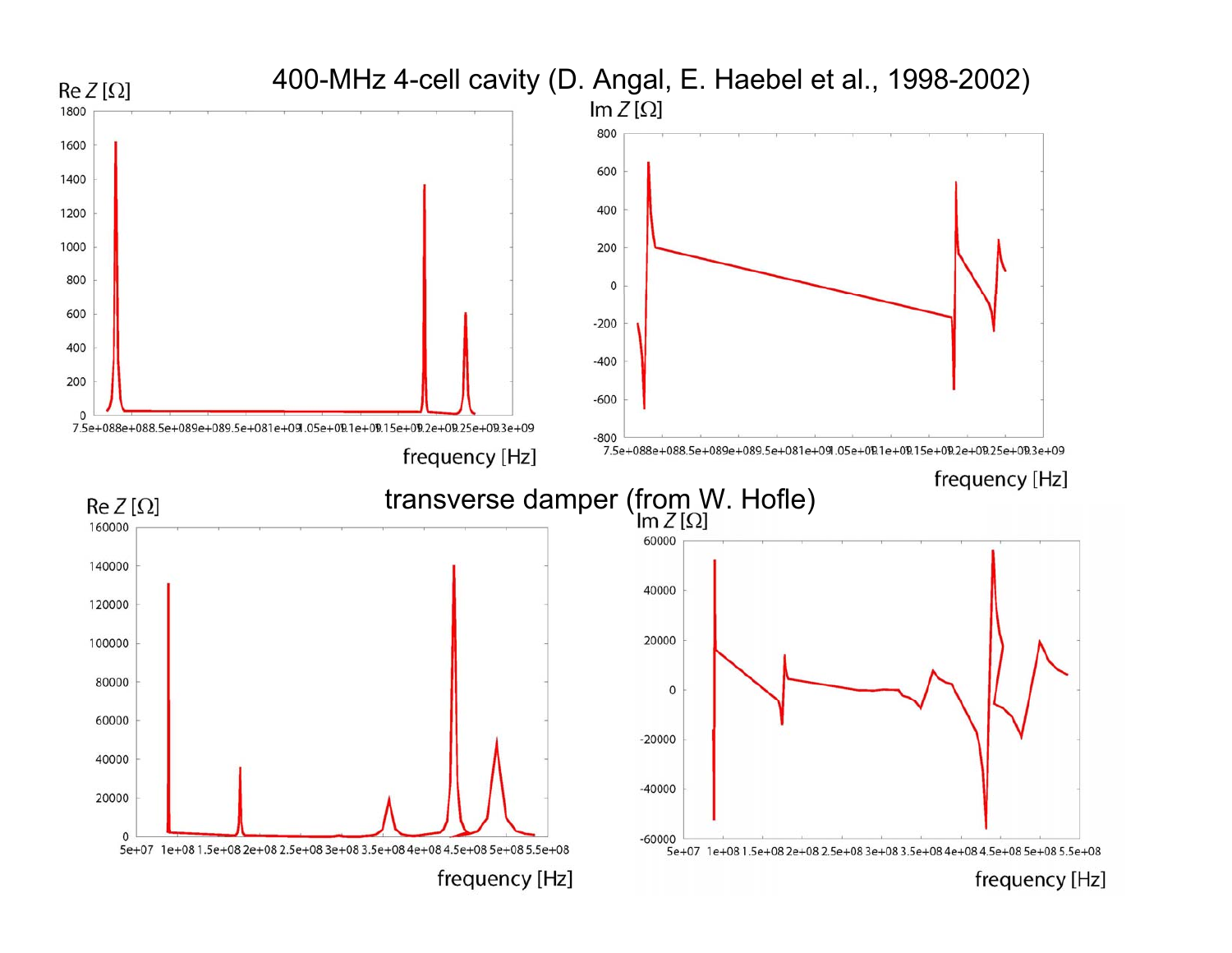400-MHz 4-cell cavity (D. Angal, E. Haebel et al., 1998-2002)

transverse damper (from W. Hofle)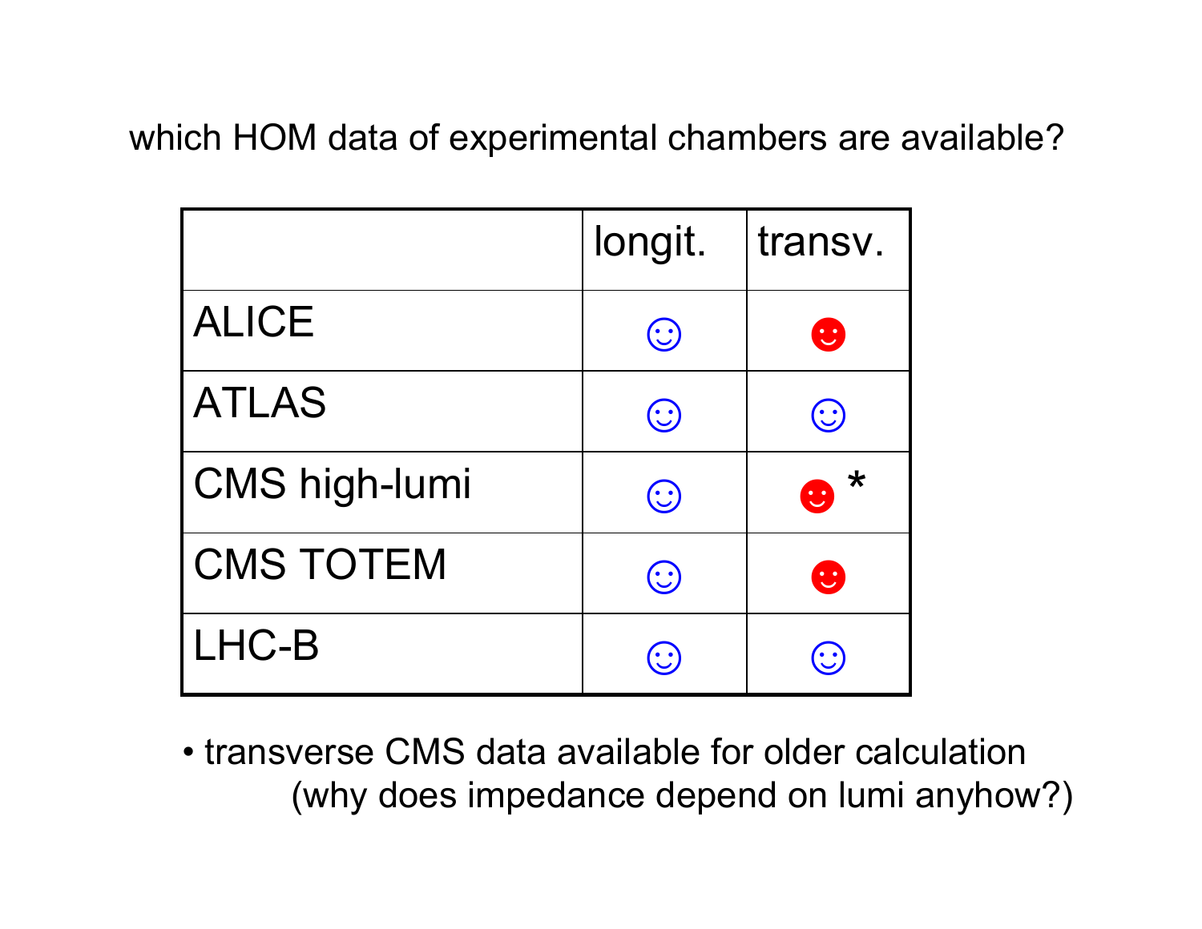which HOM data of experimental chambers are available?

| | longit. | transv. |
|---|---|---|
| ALICE | ☺ | ☻ |
| ATLAS | ☺ | ☺ |
| CMS high-lumi | ☺ | ☻ * |
| CMS TOTEM | ☺ | ☻ |
| LHC-B | ☺ | ☺ |

- transverse CMS data available for older calculation
  (why does impedance depend on lumi anyhow?)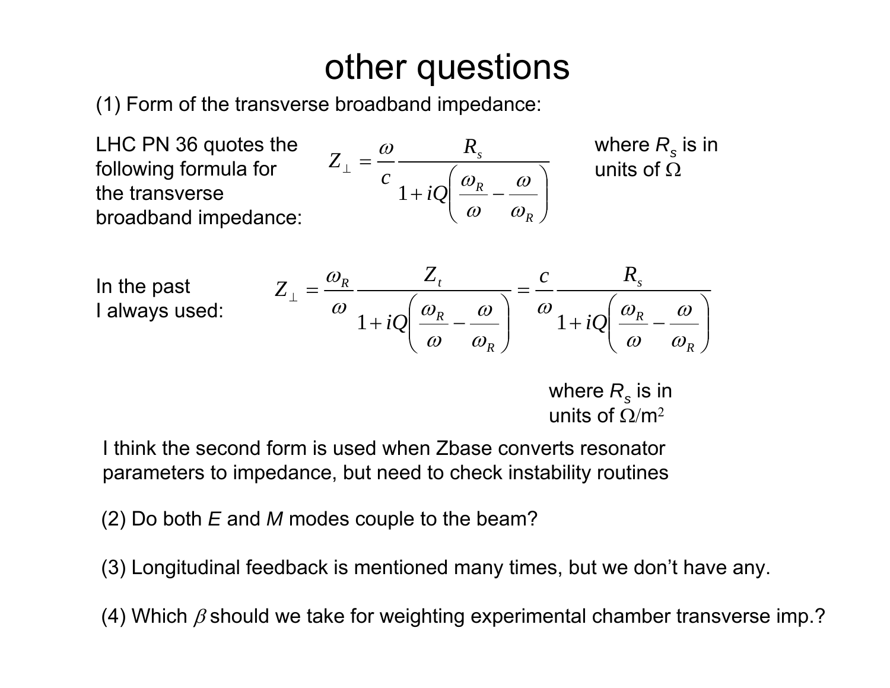# other questions

(1) Form of the transverse broadband impedance:

LHC PN 36 quotes the following formula for the transverse broadband impedance:

$$Z_{\perp} = \frac{\omega}{c} \frac{R_s}{1 + iQ\left(\frac{\omega_R}{\omega} - \frac{\omega}{\omega_R}\right)}$$

where $R_s$ is in units of $\Omega$

In the past I always used:

$$Z_{\perp} = \frac{\omega_R}{\omega} \frac{Z_t}{1 + iQ\left(\frac{\omega_R}{\omega} - \frac{\omega}{\omega_R}\right)} = \frac{c}{\omega} \frac{R_s}{1 + iQ\left(\frac{\omega_R}{\omega} - \frac{\omega}{\omega_R}\right)}$$

where $R_s$ is in units of $\Omega/m^2$

I think the second form is used when Zbase converts resonator parameters to impedance, but need to check instability routines

(2) Do both *E* and *M* modes couple to the beam?

(3) Longitudinal feedback is mentioned many times, but we don't have any.

(4) Which $\beta$ should we take for weighting experimental chamber transverse imp.?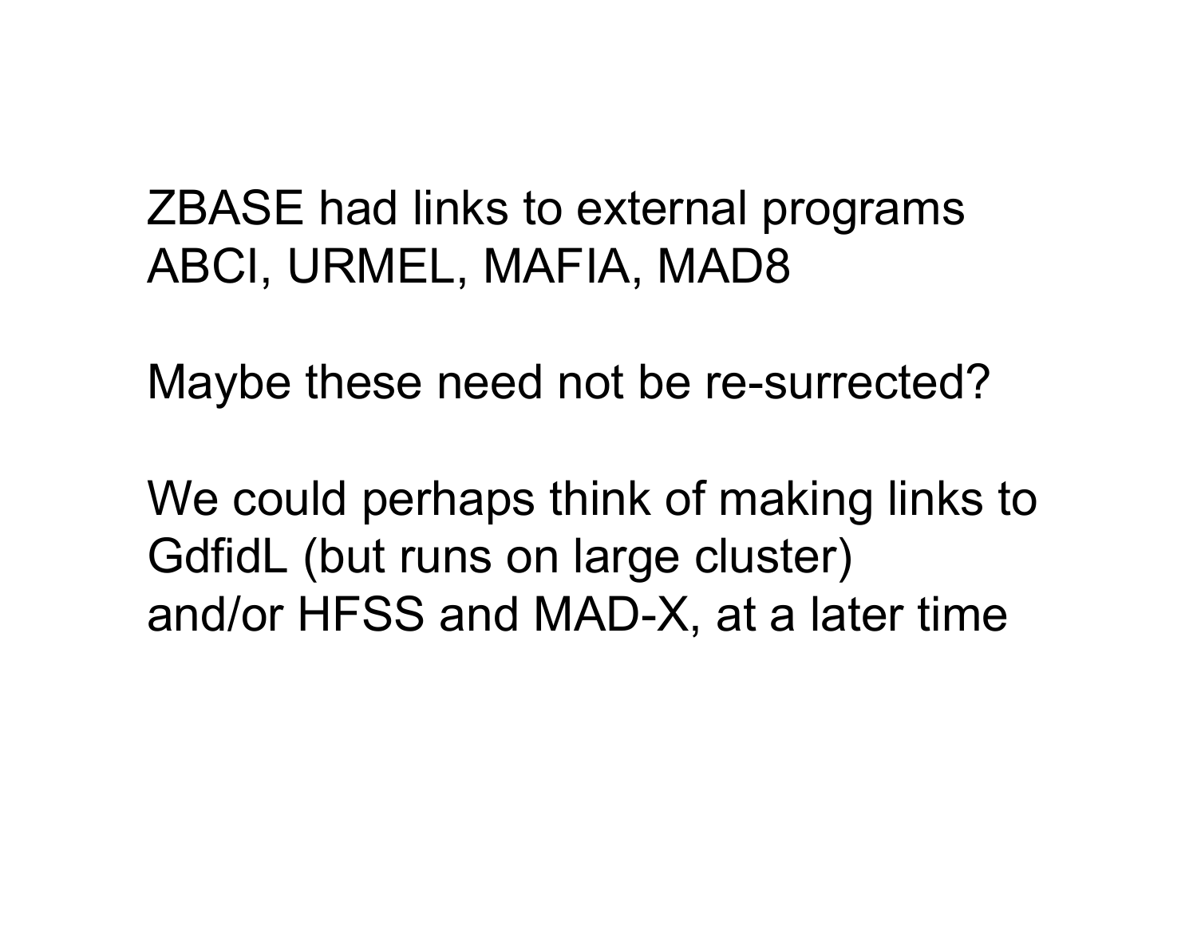ZBASE had links to external programs
ABCI, URMEL, MAFIA, MAD8

Maybe these need not be re-surrected?

We could perhaps think of making links to
GdfidL (but runs on large cluster)
and/or HFSS and MAD-X, at a later time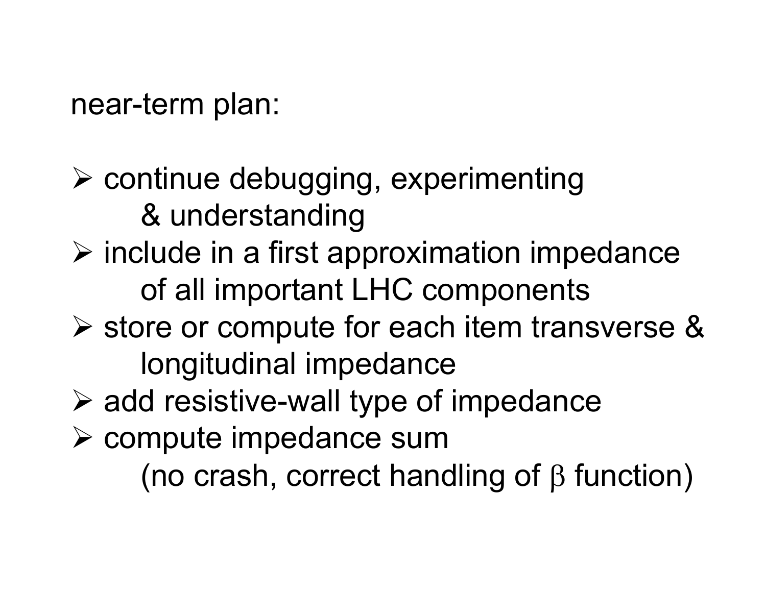near-term plan:

- continue debugging, experimenting & understanding
- include in a first approximation impedance of all important LHC components
- store or compute for each item transverse & longitudinal impedance
- add resistive-wall type of impedance
- compute impedance sum (no crash, correct handling of $\beta$ function)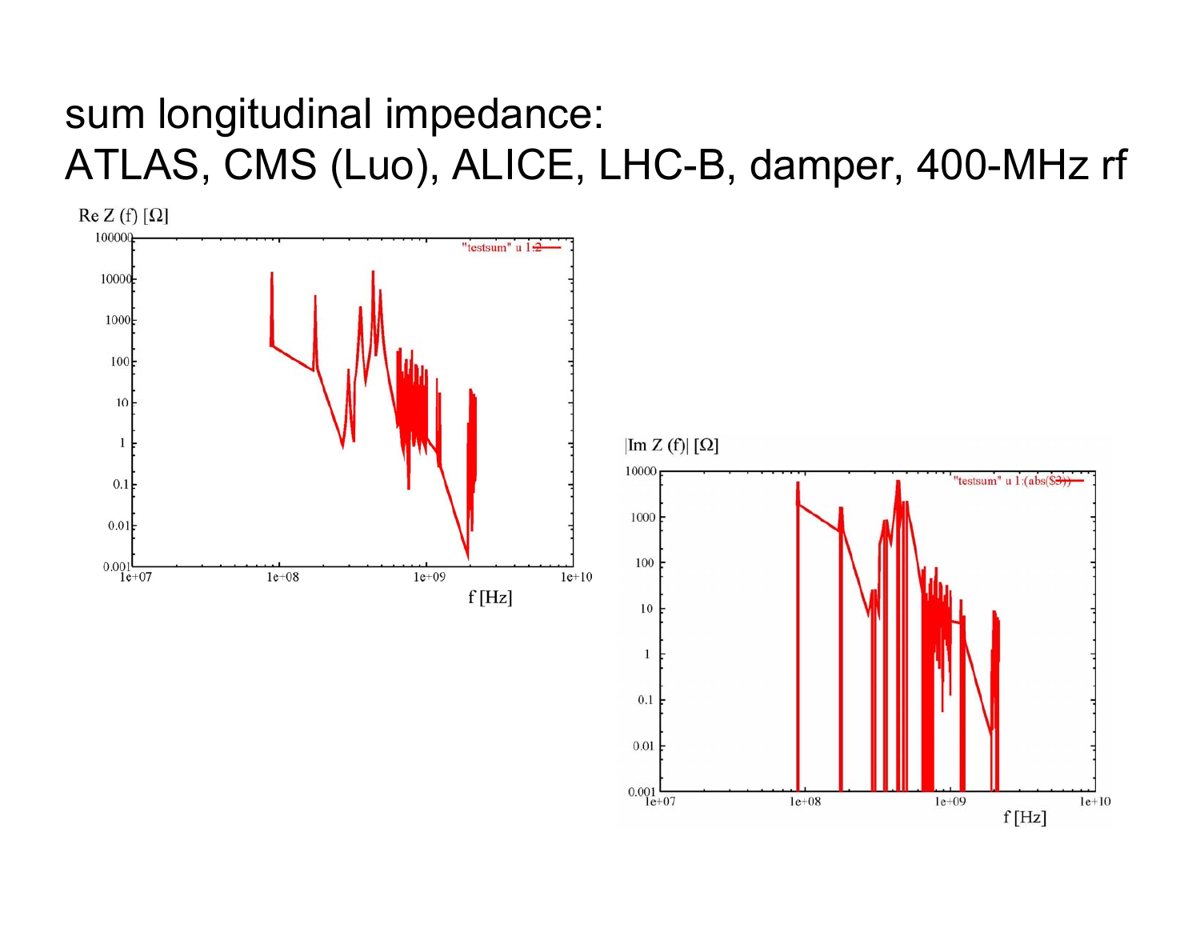# sum longitudinal impedance:
# ATLAS, CMS (Luo), ALICE, LHC-B, damper, 400-MHz rf

Re Z (f) [Ω]

"testsum" u 1:2

100000
10000
1000
100
10
1
0.1
0.01
0.001

1e+07
1e+08
1e+09
1e+10

f [Hz]

|Im Z (f)| [Ω]

"testsum" u 1:(abs($3))

10000
1000
100
10
1
0.1
0.01
0.001

1e+07
1e+08
1e+09
1e+10

f [Hz]